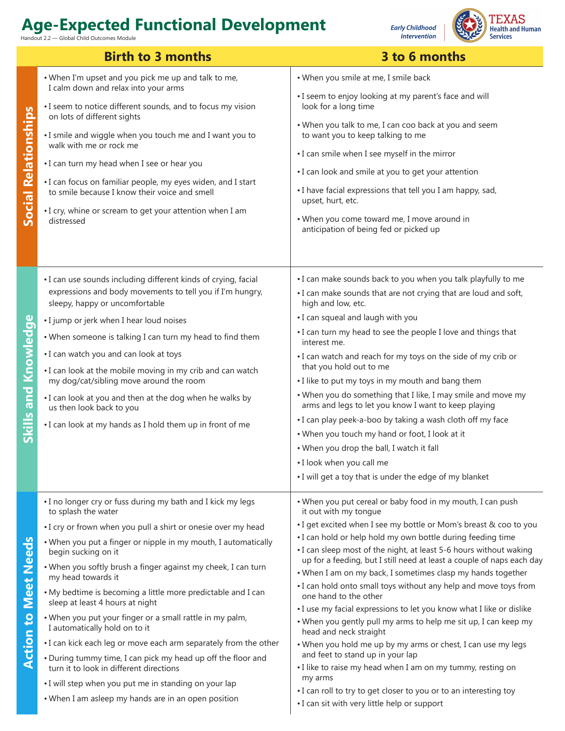# Age-Expected Functional Development

Handout 2.2 — Global Child Outcomes Module

*Early Childhood Intervention* | TEXAS Health and Human Services

| | Birth to 3 months | 3 to 6 months |
|---|---|---|
| **Social Relationships** | • When I'm upset and you pick me up and talk to me, I calm down and relax into your arms<br>• I seem to notice different sounds, and to focus my vision on lots of different sights<br>• I smile and wiggle when you touch me and I want you to walk with me or rock me<br>• I can turn my head when I see or hear you<br>• I can focus on familiar people, my eyes widen, and I start to smile because I know their voice and smell<br>• I cry, whine or scream to get your attention when I am distressed | • When you smile at me, I smile back<br>• I seem to enjoy looking at my parent's face and will look for a long time<br>• When you talk to me, I can coo back at you and seem to want you to keep talking to me<br>• I can smile when I see myself in the mirror<br>• I can look and smile at you to get your attention<br>• I have facial expressions that tell you I am happy, sad, upset, hurt, etc.<br>• When you come toward me, I move around in anticipation of being fed or picked up |
| **Skills and Knowledge** | • I can use sounds including different kinds of crying, facial expressions and body movements to tell you if I'm hungry, sleepy, happy or uncomfortable<br>• I jump or jerk when I hear loud noises<br>• When someone is talking I can turn my head to find them<br>• I can watch you and can look at toys<br>• I can look at the mobile moving in my crib and can watch my dog/cat/sibling move around the room<br>• I can look at you and then at the dog when he walks by us then look back to you<br>• I can look at my hands as I hold them up in front of me | • I can make sounds back to you when you talk playfully to me<br>• I can make sounds that are not crying that are loud and soft, high and low, etc.<br>• I can squeal and laugh with you<br>• I can turn my head to see the people I love and things that interest me.<br>• I can watch and reach for my toys on the side of my crib or that you hold out to me<br>• I like to put my toys in my mouth and bang them<br>• When you do something that I like, I may smile and move my arms and legs to let you know I want to keep playing<br>• I can play peek-a-boo by taking a wash cloth off my face<br>• When you touch my hand or foot, I look at it<br>• When you drop the ball, I watch it fall<br>• I look when you call me<br>• I will get a toy that is under the edge of my blanket |
| **Action to Meet Needs** | • I no longer cry or fuss during my bath and I kick my legs to splash the water<br>• I cry or frown when you pull a shirt or onesie over my head<br>• When you put a finger or nipple in my mouth, I automatically begin sucking on it<br>• When you softly brush a finger against my cheek, I can turn my head towards it<br>• My bedtime is becoming a little more predictable and I can sleep at least 4 hours at night<br>• When you put your finger or a small rattle in my palm, I automatically hold on to it<br>• I can kick each leg or move each arm separately from the other<br>• During tummy time, I can pick my head up off the floor and turn it to look in different directions<br>• I will step when you put me in standing on your lap<br>• When I am asleep my hands are in an open position | • When you put cereal or baby food in my mouth, I can push it out with my tongue<br>• I get excited when I see my bottle or Mom's breast & coo to you<br>• I can hold or help hold my own bottle during feeding time<br>• I can sleep most of the night, at least 5-6 hours without waking up for a feeding, but I still need at least a couple of naps each day<br>• When I am on my back, I sometimes clasp my hands together<br>• I can hold onto small toys without any help and move toys from one hand to the other<br>• I use my facial expressions to let you know what I like or dislike<br>• When you gently pull my arms to help me sit up, I can keep my head and neck straight<br>• When you hold me up by my arms or chest, I can use my legs and feet to stand up in your lap<br>• I like to raise my head when I am on my tummy, resting on my arms<br>• I can roll to try to get closer to you or to an interesting toy<br>• I can sit with very little help or support |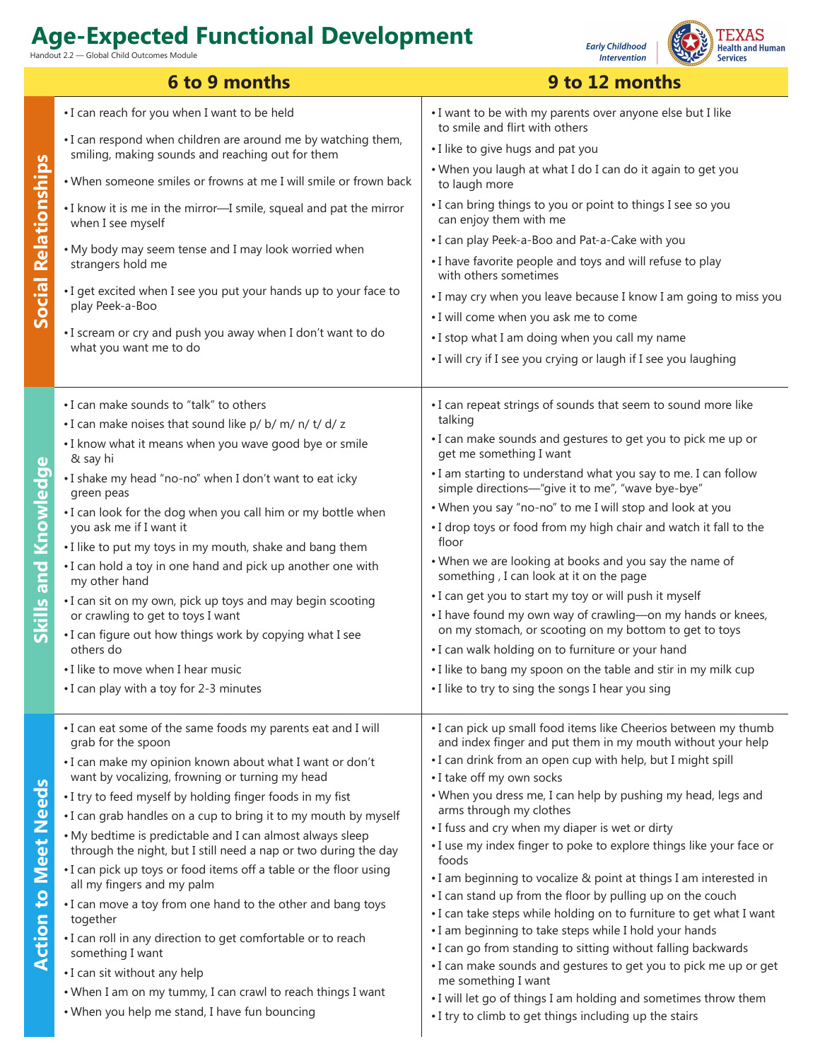# Age-Expected Functional Development

Handout 2.2 — Global Child Outcomes Module

| | 6 to 9 months | 9 to 12 months |
|---|---|---|
| **Social Relationships** | • I can reach for you when I want to be held<br>• I can respond when children are around me by watching them, smiling, making sounds and reaching out for them<br>• When someone smiles or frowns at me I will smile or frown back<br>• I know it is me in the mirror—I smile, squeal and pat the mirror when I see myself<br>• My body may seem tense and I may look worried when strangers hold me<br>• I get excited when I see you put your hands up to your face to play Peek-a-Boo<br>• I scream or cry and push you away when I don't want to do what you want me to do | • I want to be with my parents over anyone else but I like to smile and flirt with others<br>• I like to give hugs and pat you<br>• When you laugh at what I do I can do it again to get you to laugh more<br>• I can bring things to you or point to things I see so you can enjoy them with me<br>• I can play Peek-a-Boo and Pat-a-Cake with you<br>• I have favorite people and toys and will refuse to play with others sometimes<br>• I may cry when you leave because I know I am going to miss you<br>• I will come when you ask me to come<br>• I stop what I am doing when you call my name<br>• I will cry if I see you crying or laugh if I see you laughing |
| **Skills and Knowledge** | • I can make sounds to "talk" to others<br>• I can make noises that sound like p/ b/ m/ n/ t/ d/ z<br>• I know what it means when you wave good bye or smile & say hi<br>• I shake my head "no-no" when I don't want to eat icky green peas<br>• I can look for the dog when you call him or my bottle when you ask me if I want it<br>• I like to put my toys in my mouth, shake and bang them<br>• I can hold a toy in one hand and pick up another one with my other hand<br>• I can sit on my own, pick up toys and may begin scooting or crawling to get to toys I want<br>• I can figure out how things work by copying what I see others do<br>• I like to move when I hear music<br>• I can play with a toy for 2-3 minutes | • I can repeat strings of sounds that seem to sound more like talking<br>• I can make sounds and gestures to get you to pick me up or get me something I want<br>• I am starting to understand what you say to me. I can follow simple directions—"give it to me", "wave bye-bye"<br>• When you say "no-no" to me I will stop and look at you<br>• I drop toys or food from my high chair and watch it fall to the floor<br>• When we are looking at books and you say the name of something , I can look at it on the page<br>• I can get you to start my toy or will push it myself<br>• I have found my own way of crawling—on my hands or knees, on my stomach, or scooting on my bottom to get to toys<br>• I can walk holding on to furniture or your hand<br>• I like to bang my spoon on the table and stir in my milk cup<br>• I like to try to sing the songs I hear you sing |
| **Action to Meet Needs** | • I can eat some of the same foods my parents eat and I will grab for the spoon<br>• I can make my opinion known about what I want or don't want by vocalizing, frowning or turning my head<br>• I try to feed myself by holding finger foods in my fist<br>• I can grab handles on a cup to bring it to my mouth by myself<br>• My bedtime is predictable and I can almost always sleep through the night, but I still need a nap or two during the day<br>• I can pick up toys or food items off a table or the floor using all my fingers and my palm<br>• I can move a toy from one hand to the other and bang toys together<br>• I can roll in any direction to get comfortable or to reach something I want<br>• I can sit without any help<br>• When I am on my tummy, I can crawl to reach things I want<br>• When you help me stand, I have fun bouncing | • I can pick up small food items like Cheerios between my thumb and index finger and put them in my mouth without your help<br>• I can drink from an open cup with help, but I might spill<br>• I take off my own socks<br>• When you dress me, I can help by pushing my head, legs and arms through my clothes<br>• I fuss and cry when my diaper is wet or dirty<br>• I use my index finger to poke to explore things like your face or foods<br>• I am beginning to vocalize & point at things I am interested in<br>• I can stand up from the floor by pulling up on the couch<br>• I can take steps while holding on to furniture to get what I want<br>• I am beginning to take steps while I hold your hands<br>• I can go from standing to sitting without falling backwards<br>• I can make sounds and gestures to get you to pick me up or get me something I want<br>• I will let go of things I am holding and sometimes throw them<br>• I try to climb to get things including up the stairs |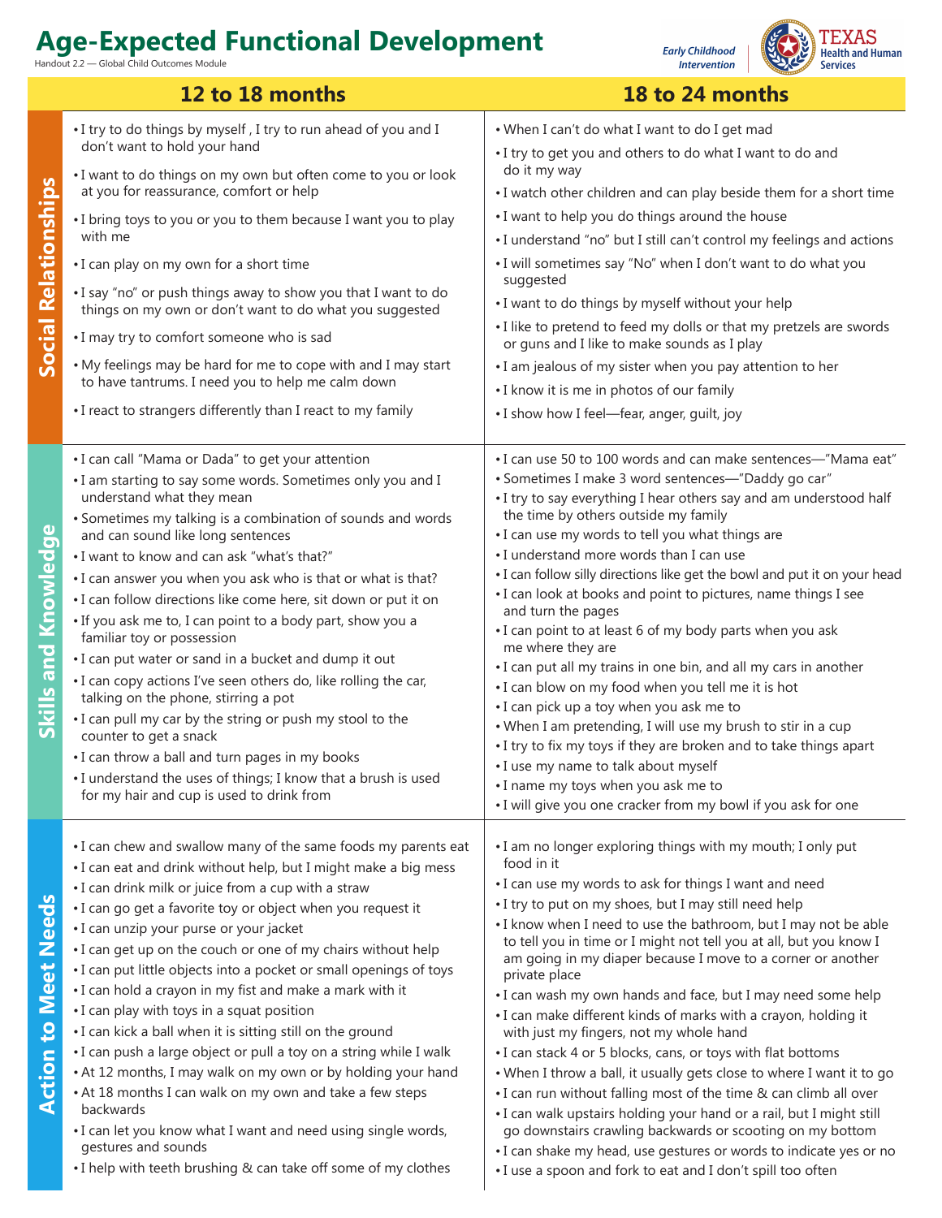# Age-Expected Functional Development

Handout 2.2 — Global Child Outcomes Module

*Early Childhood Intervention* | TEXAS Health and Human Services

| | 12 to 18 months | 18 to 24 months |
|---|---|---|
| **Social Relationships** | • I try to do things by myself , I try to run ahead of you and I don't want to hold your hand<br>• I want to do things on my own but often come to you or look at you for reassurance, comfort or help<br>• I bring toys to you or you to them because I want you to play with me<br>• I can play on my own for a short time<br>• I say "no" or push things away to show you that I want to do things on my own or don't want to do what you suggested<br>• I may try to comfort someone who is sad<br>• My feelings may be hard for me to cope with and I may start to have tantrums. I need you to help me calm down<br>• I react to strangers differently than I react to my family | • When I can't do what I want to do I get mad<br>• I try to get you and others to do what I want to do and do it my way<br>• I watch other children and can play beside them for a short time<br>• I want to help you do things around the house<br>• I understand "no" but I still can't control my feelings and actions<br>• I will sometimes say "No" when I don't want to do what you suggested<br>• I want to do things by myself without your help<br>• I like to pretend to feed my dolls or that my pretzels are swords or guns and I like to make sounds as I play<br>• I am jealous of my sister when you pay attention to her<br>• I know it is me in photos of our family<br>• I show how I feel—fear, anger, guilt, joy |
| **Skills and Knowledge** | • I can call "Mama or Dada" to get your attention<br>• I am starting to say some words. Sometimes only you and I understand what they mean<br>• Sometimes my talking is a combination of sounds and words and can sound like long sentences<br>• I want to know and can ask "what's that?"<br>• I can answer you when you ask who is that or what is that?<br>• I can follow directions like come here, sit down or put it on<br>• If you ask me to, I can point to a body part, show you a familiar toy or possession<br>• I can put water or sand in a bucket and dump it out<br>• I can copy actions I've seen others do, like rolling the car, talking on the phone, stirring a pot<br>• I can pull my car by the string or push my stool to the counter to get a snack<br>• I can throw a ball and turn pages in my books<br>• I understand the uses of things; I know that a brush is used for my hair and cup is used to drink from | • I can use 50 to 100 words and can make sentences—"Mama eat"<br>• Sometimes I make 3 word sentences—"Daddy go car"<br>• I try to say everything I hear others say and am understood half the time by others outside my family<br>• I can use my words to tell you what things are<br>• I understand more words than I can use<br>• I can follow silly directions like get the bowl and put it on your head<br>• I can look at books and point to pictures, name things I see and turn the pages<br>• I can point to at least 6 of my body parts when you ask me where they are<br>• I can put all my trains in one bin, and all my cars in another<br>• I can blow on my food when you tell me it is hot<br>• I can pick up a toy when you ask me to<br>• When I am pretending, I will use my brush to stir in a cup<br>• I try to fix my toys if they are broken and to take things apart<br>• I use my name to talk about myself<br>• I name my toys when you ask me to<br>• I will give you one cracker from my bowl if you ask for one |
| **Action to Meet Needs** | • I can chew and swallow many of the same foods my parents eat<br>• I can eat and drink without help, but I might make a big mess<br>• I can drink milk or juice from a cup with a straw<br>• I can go get a favorite toy or object when you request it<br>• I can unzip your purse or your jacket<br>• I can get up on the couch or one of my chairs without help<br>• I can put little objects into a pocket or small openings of toys<br>• I can hold a crayon in my fist and make a mark with it<br>• I can play with toys in a squat position<br>• I can kick a ball when it is sitting still on the ground<br>• I can push a large object or pull a toy on a string while I walk<br>• At 12 months, I may walk on my own or by holding your hand<br>• At 18 months I can walk on my own and take a few steps backwards<br>• I can let you know what I want and need using single words, gestures and sounds<br>• I help with teeth brushing & can take off some of my clothes | • I am no longer exploring things with my mouth; I only put food in it<br>• I can use my words to ask for things I want and need<br>• I try to put on my shoes, but I may still need help<br>• I know when I need to use the bathroom, but I may not be able to tell you in time or I might not tell you at all, but you know I am going in my diaper because I move to a corner or another private place<br>• I can wash my own hands and face, but I may need some help<br>• I can make different kinds of marks with a crayon, holding it with just my fingers, not my whole hand<br>• I can stack 4 or 5 blocks, cans, or toys with flat bottoms<br>• When I throw a ball, it usually gets close to where I want it to go<br>• I can run without falling most of the time & can climb all over<br>• I can walk upstairs holding your hand or a rail, but I might still go downstairs crawling backwards or scooting on my bottom<br>• I can shake my head, use gestures or words to indicate yes or no<br>• I use a spoon and fork to eat and I don't spill too often |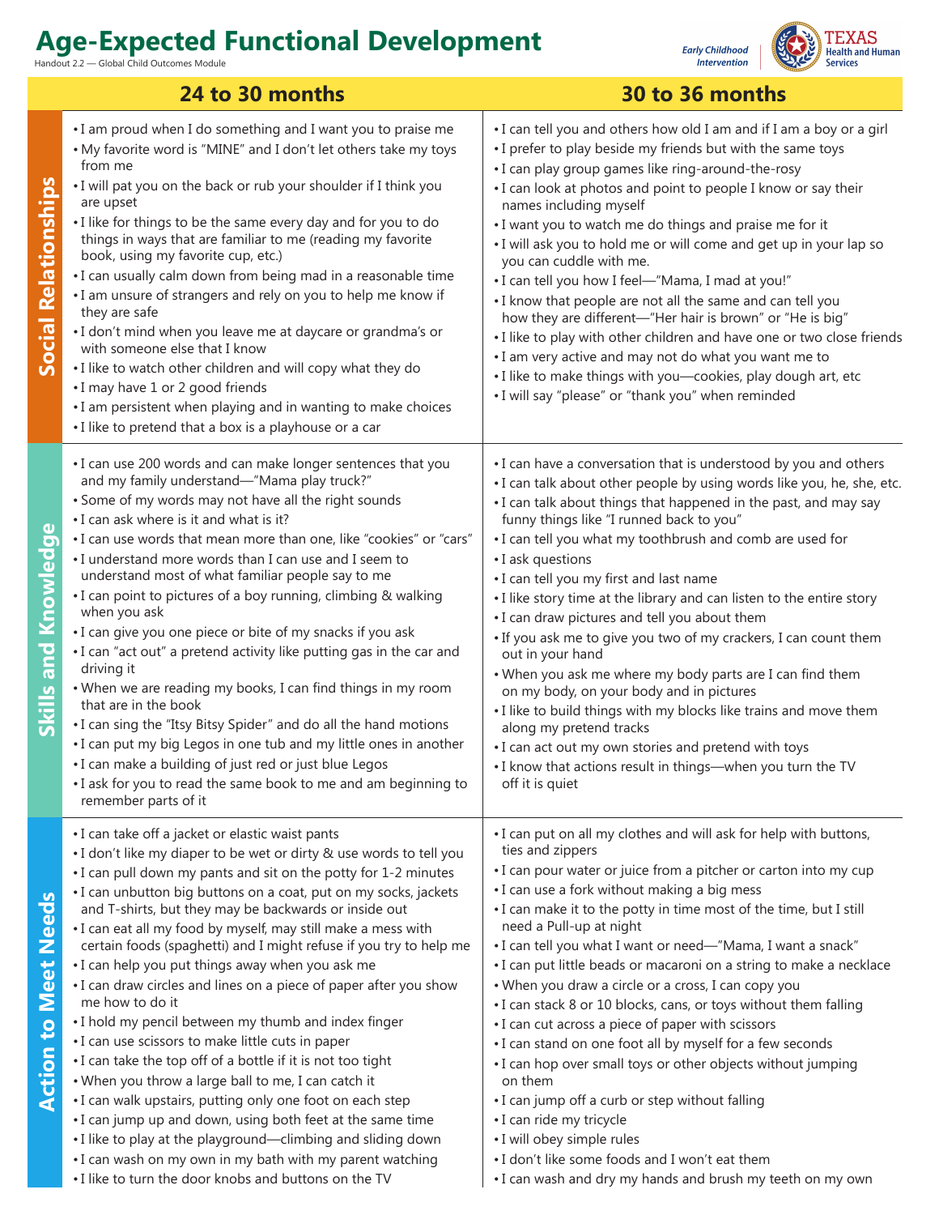# Age-Expected Functional Development

Handout 2.2 — Global Child Outcomes Module

Early Childhood Intervention | Texas Health and Human Services

| | 24 to 30 months | 30 to 36 months |
|---|---|---|
| **Social Relationships** | • I am proud when I do something and I want you to praise me<br>• My favorite word is "MINE" and I don't let others take my toys from me<br>• I will pat you on the back or rub your shoulder if I think you are upset<br>• I like for things to be the same every day and for you to do things in ways that are familiar to me (reading my favorite book, using my favorite cup, etc.)<br>• I can usually calm down from being mad in a reasonable time<br>• I am unsure of strangers and rely on you to help me know if they are safe<br>• I don't mind when you leave me at daycare or grandma's or with someone else that I know<br>• I like to watch other children and will copy what they do<br>• I may have 1 or 2 good friends<br>• I am persistent when playing and in wanting to make choices<br>• I like to pretend that a box is a playhouse or a car | • I can tell you and others how old I am and if I am a boy or a girl<br>• I prefer to play beside my friends but with the same toys<br>• I can play group games like ring-around-the-rosy<br>• I can look at photos and point to people I know or say their names including myself<br>• I want you to watch me do things and praise me for it<br>• I will ask you to hold me or will come and get up in your lap so you can cuddle with me.<br>• I can tell you how I feel—"Mama, I mad at you!"<br>• I know that people are not all the same and can tell you how they are different—"Her hair is brown" or "He is big"<br>• I like to play with other children and have one or two close friends<br>• I am very active and may not do what you want me to<br>• I like to make things with you—cookies, play dough art, etc<br>• I will say "please" or "thank you" when reminded |
| **Skills and Knowledge** | • I can use 200 words and can make longer sentences that you and my family understand—"Mama play truck?"<br>• Some of my words may not have all the right sounds<br>• I can ask where is it and what is it?<br>• I can use words that mean more than one, like "cookies" or "cars"<br>• I understand more words than I can use and I seem to understand most of what familiar people say to me<br>• I can point to pictures of a boy running, climbing & walking when you ask<br>• I can give you one piece or bite of my snacks if you ask<br>• I can "act out" a pretend activity like putting gas in the car and driving it<br>• When we are reading my books, I can find things in my room that are in the book<br>• I can sing the "Itsy Bitsy Spider" and do all the hand motions<br>• I can put my big Legos in one tub and my little ones in another<br>• I can make a building of just red or just blue Legos<br>• I ask for you to read the same book to me and am beginning to remember parts of it | • I can have a conversation that is understood by you and others<br>• I can talk about other people by using words like you, he, she, etc.<br>• I can talk about things that happened in the past, and may say funny things like "I runned back to you"<br>• I can tell you what my toothbrush and comb are used for<br>• I ask questions<br>• I can tell you my first and last name<br>• I like story time at the library and can listen to the entire story<br>• I can draw pictures and tell you about them<br>• If you ask me to give you two of my crackers, I can count them out in your hand<br>• When you ask me where my body parts are I can find them on my body, on your body and in pictures<br>• I like to build things with my blocks like trains and move them along my pretend tracks<br>• I can act out my own stories and pretend with toys<br>• I know that actions result in things—when you turn the TV off it is quiet |
| **Action to Meet Needs** | • I can take off a jacket or elastic waist pants<br>• I don't like my diaper to be wet or dirty & use words to tell you<br>• I can pull down my pants and sit on the potty for 1-2 minutes<br>• I can unbutton big buttons on a coat, put on my socks, jackets and T-shirts, but they may be backwards or inside out<br>• I can eat all my food by myself, may still make a mess with certain foods (spaghetti) and I might refuse if you try to help me<br>• I can help you put things away when you ask me<br>• I can draw circles and lines on a piece of paper after you show me how to do it<br>• I hold my pencil between my thumb and index finger<br>• I can use scissors to make little cuts in paper<br>• I can take the top off of a bottle if it is not too tight<br>• When you throw a large ball to me, I can catch it<br>• I can walk upstairs, putting only one foot on each step<br>• I can jump up and down, using both feet at the same time<br>• I like to play at the playground—climbing and sliding down<br>• I can wash on my own in my bath with my parent watching<br>• I like to turn the door knobs and buttons on the TV | • I can put on all my clothes and will ask for help with buttons, ties and zippers<br>• I can pour water or juice from a pitcher or carton into my cup<br>• I can use a fork without making a big mess<br>• I can make it to the potty in time most of the time, but I still need a Pull-up at night<br>• I can tell you what I want or need—"Mama, I want a snack"<br>• I can put little beads or macaroni on a string to make a necklace<br>• When you draw a circle or a cross, I can copy you<br>• I can stack 8 or 10 blocks, cans, or toys without them falling<br>• I can cut across a piece of paper with scissors<br>• I can stand on one foot all by myself for a few seconds<br>• I can hop over small toys or other objects without jumping on them<br>• I can jump off a curb or step without falling<br>• I can ride my tricycle<br>• I will obey simple rules<br>• I don't like some foods and I won't eat them<br>• I can wash and dry my hands and brush my teeth on my own |